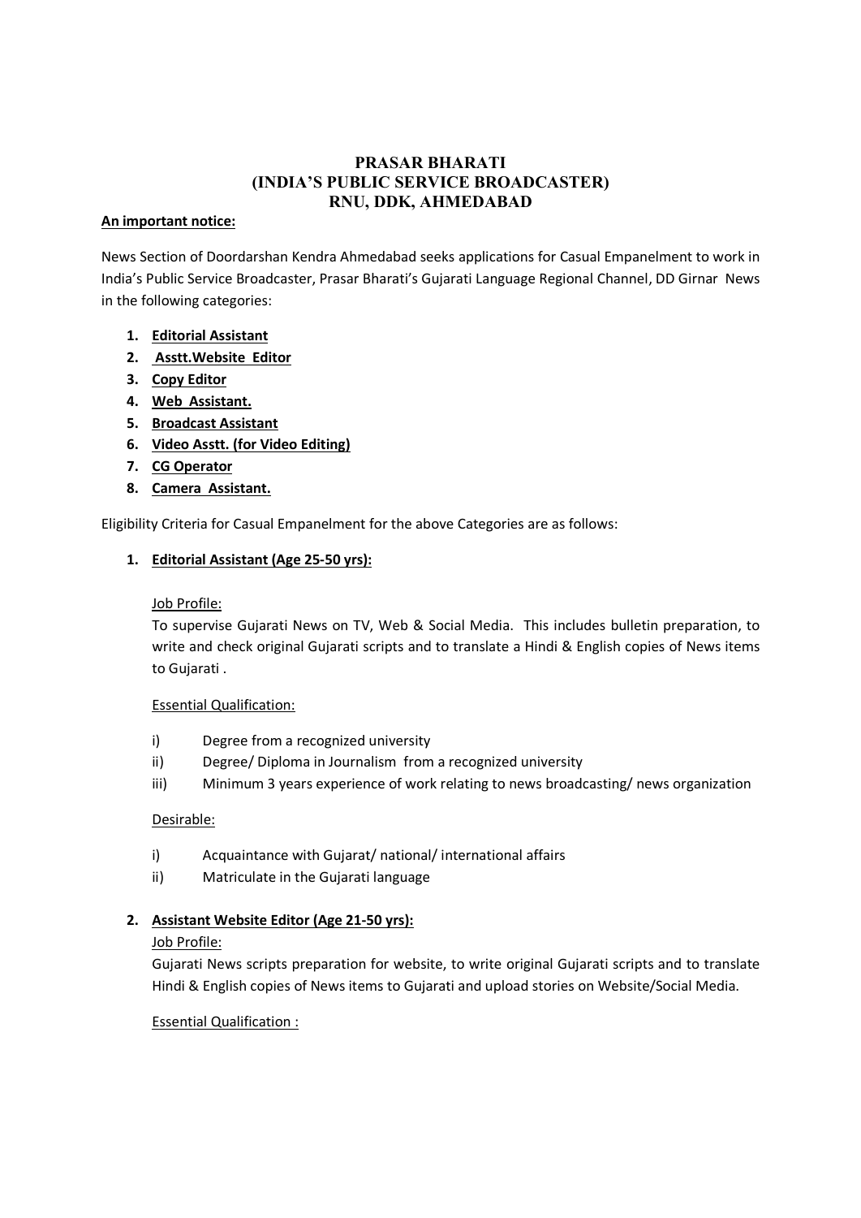# PRASAR BHARATI
# (INDIA'S PUBLIC SERVICE BROADCASTER)
# RNU, DDK, AHMEDABAD

**An important notice:**

News Section of Doordarshan Kendra Ahmedabad seeks applications for Casual Empanelment to work in India's Public Service Broadcaster, Prasar Bharati's Gujarati Language Regional Channel, DD Girnar News in the following categories:

1. **Editorial Assistant**
2. **Asstt.Website Editor**
3. **Copy Editor**
4. **Web Assistant.**
5. **Broadcast Assistant**
6. **Video Asstt. (for Video Editing)**
7. **CG Operator**
8. **Camera Assistant.**

Eligibility Criteria for Casual Empanelment for the above Categories are as follows:

1. **Editorial Assistant (Age 25-50 yrs):**

   Job Profile:

   To supervise Gujarati News on TV, Web & Social Media. This includes bulletin preparation, to write and check original Gujarati scripts and to translate a Hindi & English copies of News items to Gujarati .

   Essential Qualification:

   i) Degree from a recognized university
   ii) Degree/ Diploma in Journalism from a recognized university
   iii) Minimum 3 years experience of work relating to news broadcasting/ news organization

   Desirable:

   i) Acquaintance with Gujarat/ national/ international affairs
   ii) Matriculate in the Gujarati language

2. **Assistant Website Editor (Age 21-50 yrs):**

   Job Profile:

   Gujarati News scripts preparation for website, to write original Gujarati scripts and to translate Hindi & English copies of News items to Gujarati and upload stories on Website/Social Media.

   Essential Qualification :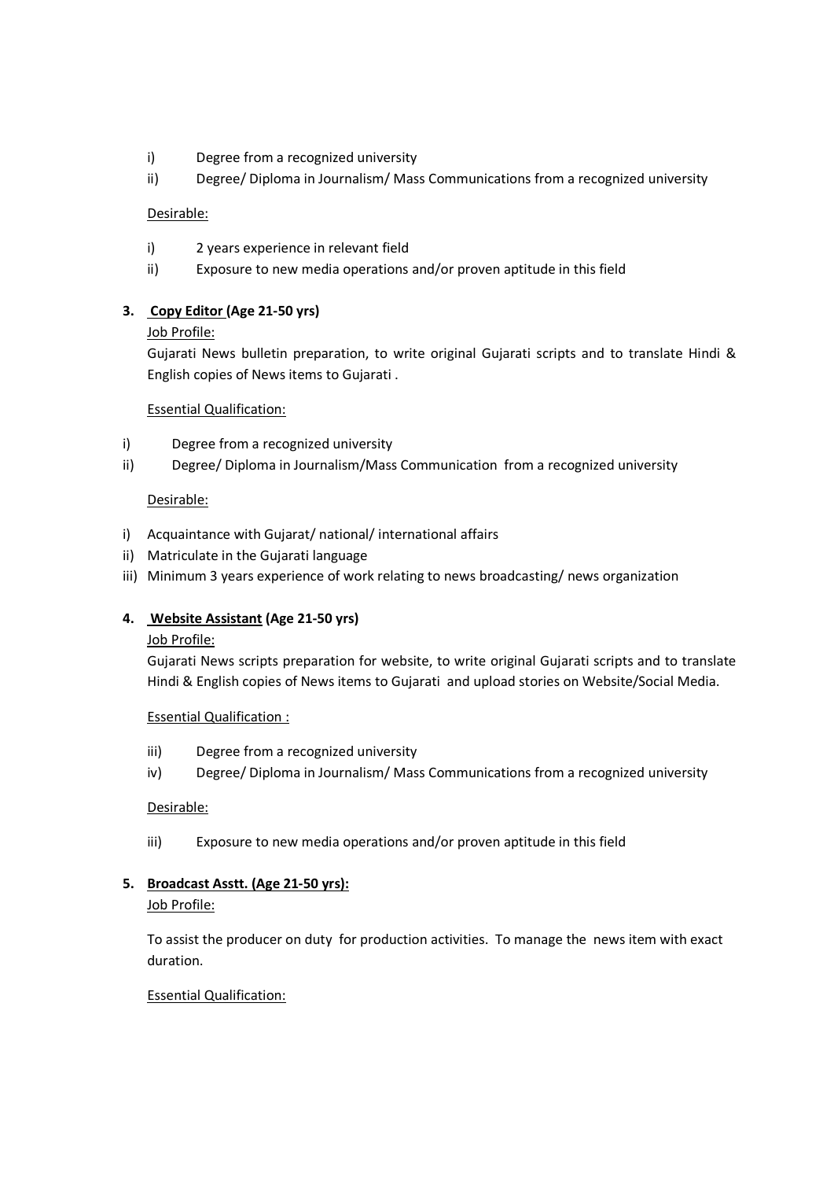i) Degree from a recognized university
ii) Degree/ Diploma in Journalism/ Mass Communications from a recognized university

Desirable:

i) 2 years experience in relevant field
ii) Exposure to new media operations and/or proven aptitude in this field

**3. Copy Editor (Age 21-50 yrs)**

Job Profile:

Gujarati News bulletin preparation, to write original Gujarati scripts and to translate Hindi & English copies of News items to Gujarati .

Essential Qualification:

i) Degree from a recognized university
ii) Degree/ Diploma in Journalism/Mass Communication from a recognized university

Desirable:

i) Acquaintance with Gujarat/ national/ international affairs
ii) Matriculate in the Gujarati language
iii) Minimum 3 years experience of work relating to news broadcasting/ news organization

**4. Website Assistant (Age 21-50 yrs)**

Job Profile:

Gujarati News scripts preparation for website, to write original Gujarati scripts and to translate Hindi & English copies of News items to Gujarati and upload stories on Website/Social Media.

Essential Qualification :

iii) Degree from a recognized university
iv) Degree/ Diploma in Journalism/ Mass Communications from a recognized university

Desirable:

iii) Exposure to new media operations and/or proven aptitude in this field

**5. Broadcast Asstt. (Age 21-50 yrs):**

Job Profile:

To assist the producer on duty for production activities. To manage the news item with exact duration.

Essential Qualification: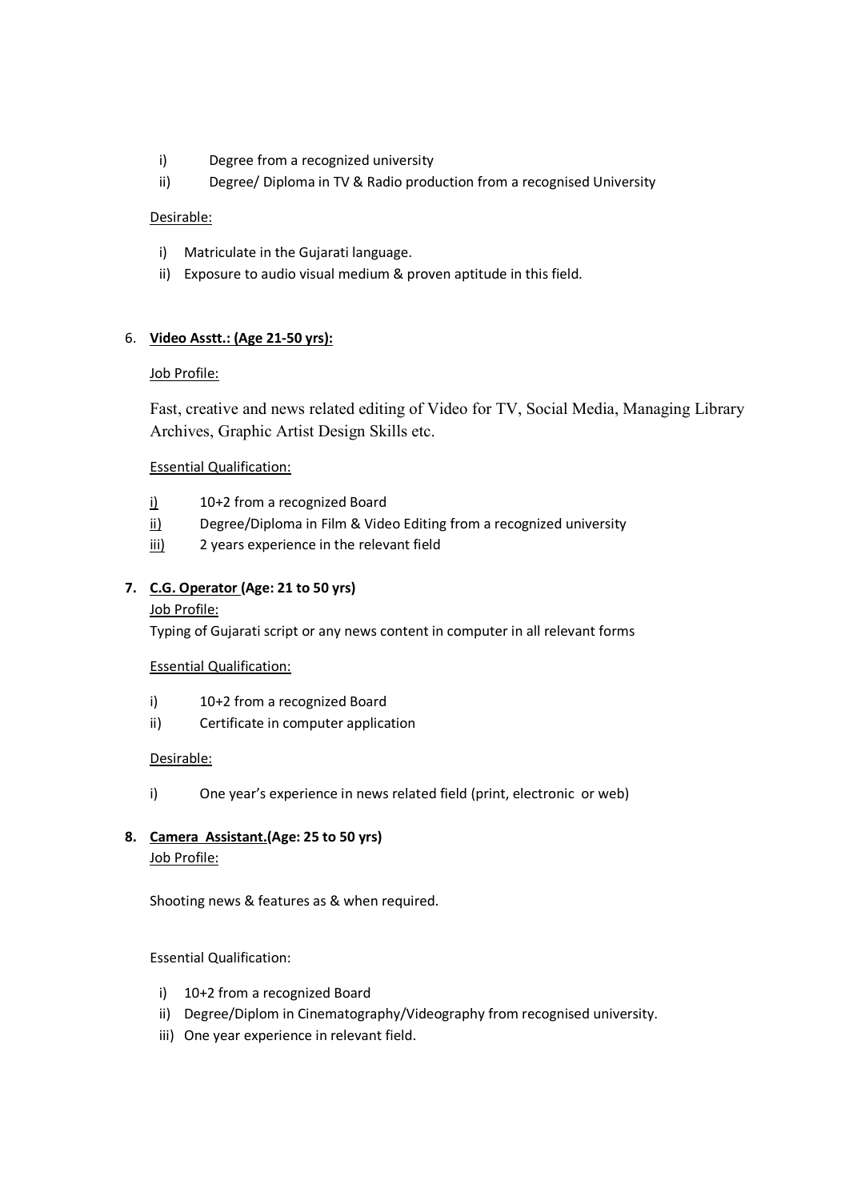i) Degree from a recognized university
ii) Degree/ Diploma in TV & Radio production from a recognised University

Desirable:

i) Matriculate in the Gujarati language.
ii) Exposure to audio visual medium & proven aptitude in this field.

6. **Video Asstt.: (Age 21-50 yrs):**

Job Profile:

Fast, creative and news related editing of Video for TV, Social Media, Managing Library Archives, Graphic Artist Design Skills etc.

Essential Qualification:

i) 10+2 from a recognized Board
ii) Degree/Diploma in Film & Video Editing from a recognized university
iii) 2 years experience in the relevant field

7. **C.G. Operator (Age: 21 to 50 yrs)**

Job Profile:

Typing of Gujarati script or any news content in computer in all relevant forms

Essential Qualification:

i) 10+2 from a recognized Board
ii) Certificate in computer application

Desirable:

i) One year's experience in news related field (print, electronic or web)

8. **Camera Assistant.(Age: 25 to 50 yrs)**

Job Profile:

Shooting news & features as & when required.

Essential Qualification:

i) 10+2 from a recognized Board
ii) Degree/Diplom in Cinematography/Videography from recognised university.
iii) One year experience in relevant field.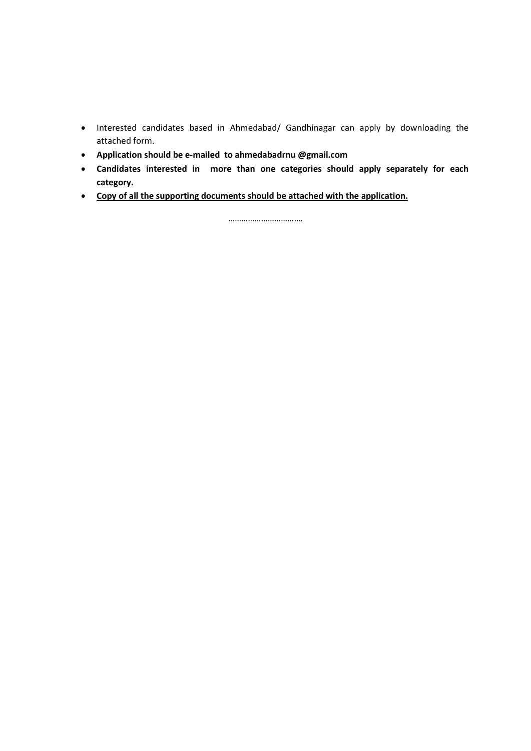- Interested candidates based in Ahmedabad/ Gandhinagar can apply by downloading the attached form.
- **Application should be e-mailed to ahmedabadrnu @gmail.com**
- **Candidates interested in more than one categories should apply separately for each category.**
- <u>**Copy of all the supporting documents should be attached with the application.**</u>

…………………………….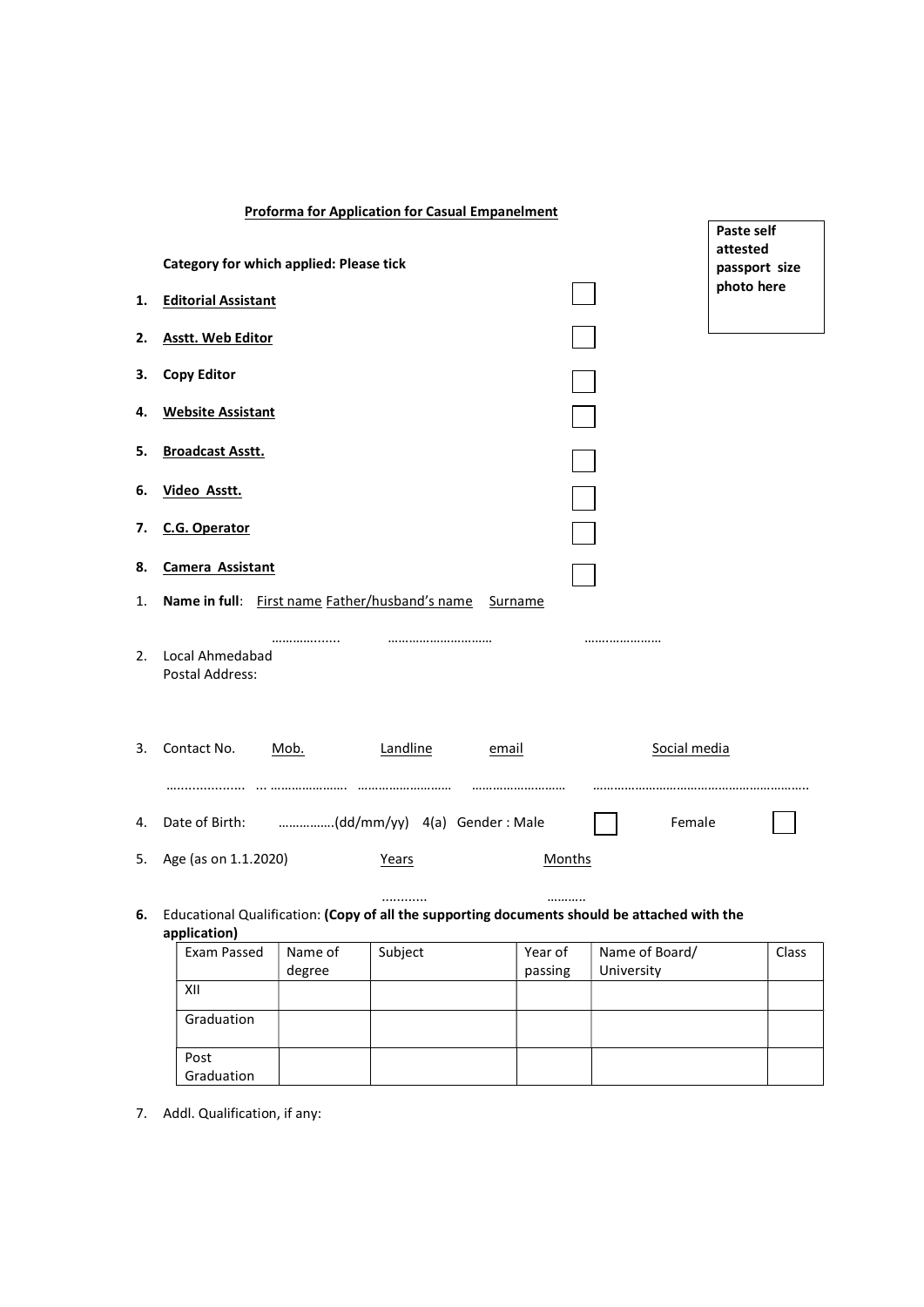**Proforma for Application for Casual Empanelment**

Paste self attested passport size photo here

**Category for which applied: Please tick**

1. **Editorial Assistant** ☐
2. **Asstt. Web Editor** ☐
3. **Copy Editor** ☐
4. **Website Assistant** ☐
5. **Broadcast Asstt.** ☐
6. **Video Asstt.** ☐
7. **C.G. Operator** ☐
8. **Camera Assistant** ☐

1. **Name in full**: First name Father/husband's name Surname

   ……………...... ………………………… …………………

2. Local Ahmedabad Postal Address:

3. Contact No. Mob. Landline email Social media

   .................... ... …………………. ……………………… ……………………… ……………………………………………………..

4. Date of Birth: …………….(dd/mm/yy) 4(a) Gender : Male ☐ Female ☐

5. Age (as on 1.1.2020) Years Months

   ........... ……….

6. Educational Qualification: **(Copy of all the supporting documents should be attached with the application)**

| Exam Passed | Name of degree | Subject | Year of passing | Name of Board/ University | Class |
|---|---|---|---|---|---|
| XII | | | | | |
| Graduation | | | | | |
| Post Graduation | | | | | |

7. Addl. Qualification, if any: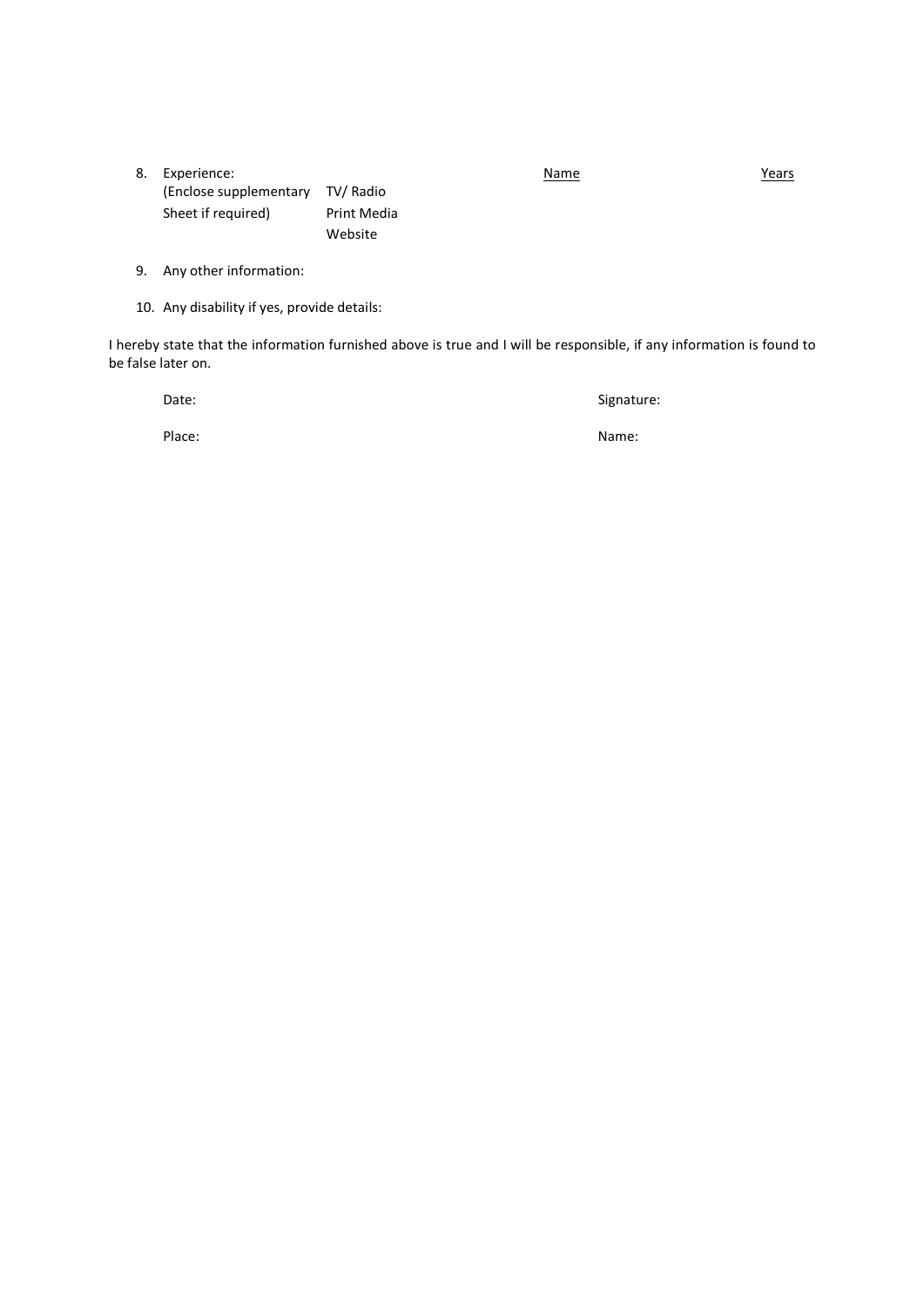8. Experience: (Enclose supplementary Sheet if required)

| | | Name | Years |
|---|---|---|---|
| | TV/ Radio | | |
| | Print Media | | |
| | Website | | |

9. Any other information:

10. Any disability if yes, provide details:

I hereby state that the information furnished above is true and I will be responsible, if any information is found to be false later on.

Date: Signature:

Place: Name: